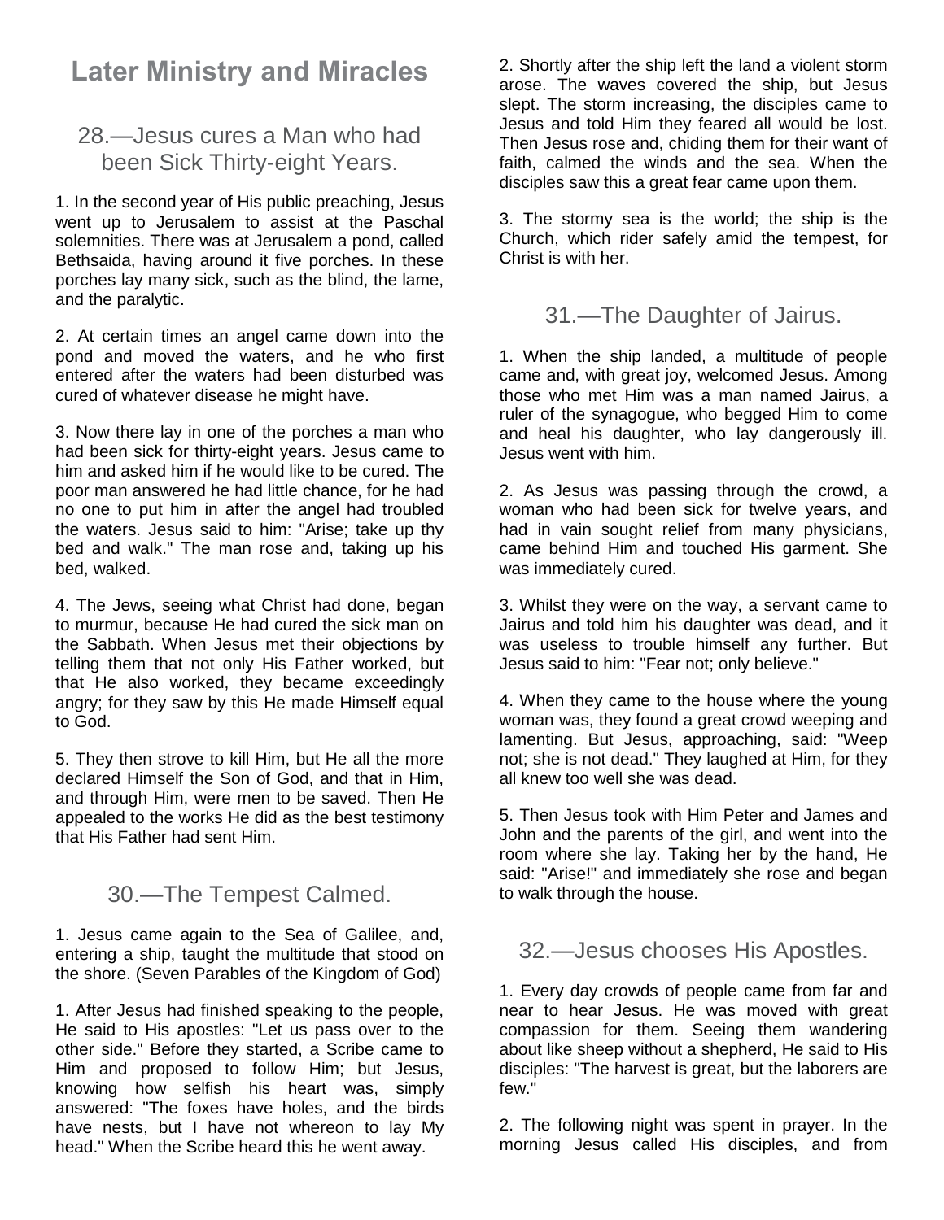# Later Ministry and Miracles

## 28.—Jesus cures a Man who had been Sick Thirty-eight Years.

1. In the second year of His public preaching, Jesus went up to Jerusalem to assist at the Paschal solemnities. There was at Jerusalem a pond, called Bethsaida, having around it five porches. In these porches lay many sick, such as the blind, the lame, and the paralytic.

2. At certain times an angel came down into the pond and moved the waters, and he who first entered after the waters had been disturbed was cured of whatever disease he might have.

3. Now there lay in one of the porches a man who had been sick for thirty-eight years. Jesus came to him and asked him if he would like to be cured. The poor man answered he had little chance, for he had no one to put him in after the angel had troubled the waters. Jesus said to him: "Arise; take up thy bed and walk." The man rose and, taking up his bed, walked.

4. The Jews, seeing what Christ had done, began to murmur, because He had cured the sick man on the Sabbath. When Jesus met their objections by telling them that not only His Father worked, but that He also worked, they became exceedingly angry; for they saw by this He made Himself equal to God.

5. They then strove to kill Him, but He all the more declared Himself the Son of God, and that in Him, and through Him, were men to be saved. Then He appealed to the works He did as the best testimony that His Father had sent Him.

## 30.—The Tempest Calmed.

1. Jesus came again to the Sea of Galilee, and, entering a ship, taught the multitude that stood on the shore. (Seven Parables of the Kingdom of God)

1. After Jesus had finished speaking to the people, He said to His apostles: "Let us pass over to the other side." Before they started, a Scribe came to Him and proposed to follow Him; but Jesus, knowing how selfish his heart was, simply answered: "The foxes have holes, and the birds have nests, but I have not whereon to lay My head." When the Scribe heard this he went away.

2. Shortly after the ship left the land a violent storm arose. The waves covered the ship, but Jesus slept. The storm increasing, the disciples came to Jesus and told Him they feared all would be lost. Then Jesus rose and, chiding them for their want of faith, calmed the winds and the sea. When the disciples saw this a great fear came upon them.

3. The stormy sea is the world; the ship is the Church, which rider safely amid the tempest, for Christ is with her.

## 31.—The Daughter of Jairus.

1. When the ship landed, a multitude of people came and, with great joy, welcomed Jesus. Among those who met Him was a man named Jairus, a ruler of the synagogue, who begged Him to come and heal his daughter, who lay dangerously ill. Jesus went with him.

2. As Jesus was passing through the crowd, a woman who had been sick for twelve years, and had in vain sought relief from many physicians, came behind Him and touched His garment. She was immediately cured.

3. Whilst they were on the way, a servant came to Jairus and told him his daughter was dead, and it was useless to trouble himself any further. But Jesus said to him: "Fear not; only believe."

4. When they came to the house where the young woman was, they found a great crowd weeping and lamenting. But Jesus, approaching, said: "Weep not; she is not dead." They laughed at Him, for they all knew too well she was dead.

5. Then Jesus took with Him Peter and James and John and the parents of the girl, and went into the room where she lay. Taking her by the hand, He said: "Arise!" and immediately she rose and began to walk through the house.

## 32.—Jesus chooses His Apostles.

1. Every day crowds of people came from far and near to hear Jesus. He was moved with great compassion for them. Seeing them wandering about like sheep without a shepherd, He said to His disciples: "The harvest is great, but the laborers are few."

2. The following night was spent in prayer. In the morning Jesus called His disciples, and from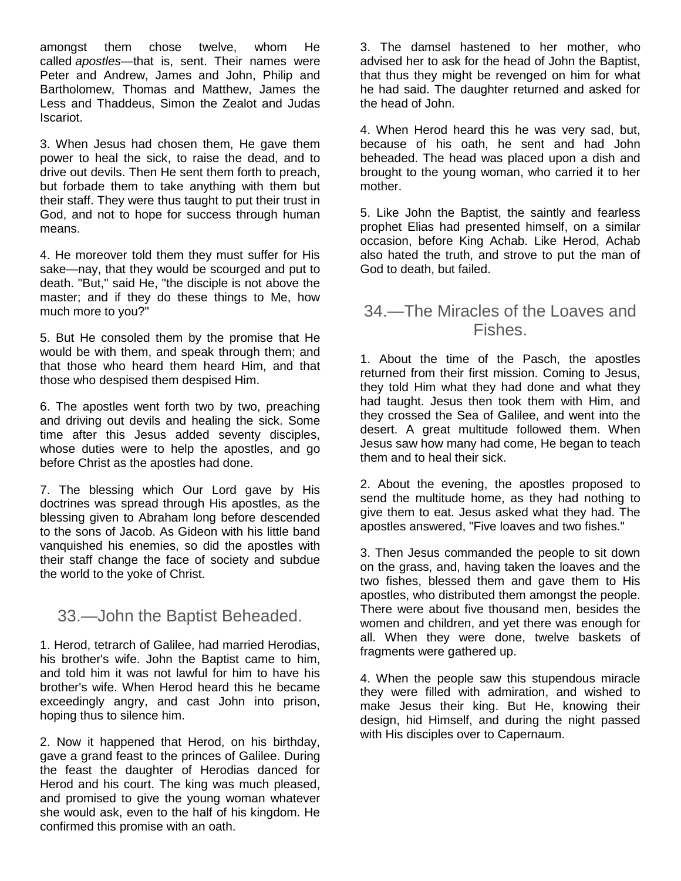amongst them chose twelve, whom He called *apostles*—that is, sent. Their names were Peter and Andrew, James and John, Philip and Bartholomew, Thomas and Matthew, James the Less and Thaddeus, Simon the Zealot and Judas Iscariot.

3. When Jesus had chosen them, He gave them power to heal the sick, to raise the dead, and to drive out devils. Then He sent them forth to preach, but forbade them to take anything with them but their staff. They were thus taught to put their trust in God, and not to hope for success through human means.

4. He moreover told them they must suffer for His sake—nay, that they would be scourged and put to death. "But," said He, "the disciple is not above the master; and if they do these things to Me, how much more to you?"

5. But He consoled them by the promise that He would be with them, and speak through them; and that those who heard them heard Him, and that those who despised them despised Him.

6. The apostles went forth two by two, preaching and driving out devils and healing the sick. Some time after this Jesus added seventy disciples, whose duties were to help the apostles, and go before Christ as the apostles had done.

7. The blessing which Our Lord gave by His doctrines was spread through His apostles, as the blessing given to Abraham long before descended to the sons of Jacob. As Gideon with his little band vanquished his enemies, so did the apostles with their staff change the face of society and subdue the world to the yoke of Christ.

## 33.—John the Baptist Beheaded.

1. Herod, tetrarch of Galilee, had married Herodias, his brother's wife. John the Baptist came to him, and told him it was not lawful for him to have his brother's wife. When Herod heard this he became exceedingly angry, and cast John into prison, hoping thus to silence him.

2. Now it happened that Herod, on his birthday, gave a grand feast to the princes of Galilee. During the feast the daughter of Herodias danced for Herod and his court. The king was much pleased, and promised to give the young woman whatever she would ask, even to the half of his kingdom. He confirmed this promise with an oath.

3. The damsel hastened to her mother, who advised her to ask for the head of John the Baptist, that thus they might be revenged on him for what he had said. The daughter returned and asked for the head of John.

4. When Herod heard this he was very sad, but, because of his oath, he sent and had John beheaded. The head was placed upon a dish and brought to the young woman, who carried it to her mother.

5. Like John the Baptist, the saintly and fearless prophet Elias had presented himself, on a similar occasion, before King Achab. Like Herod, Achab also hated the truth, and strove to put the man of God to death, but failed.

## 34.—The Miracles of the Loaves and Fishes.

1. About the time of the Pasch, the apostles returned from their first mission. Coming to Jesus, they told Him what they had done and what they had taught. Jesus then took them with Him, and they crossed the Sea of Galilee, and went into the desert. A great multitude followed them. When Jesus saw how many had come, He began to teach them and to heal their sick.

2. About the evening, the apostles proposed to send the multitude home, as they had nothing to give them to eat. Jesus asked what they had. The apostles answered, "Five loaves and two fishes."

3. Then Jesus commanded the people to sit down on the grass, and, having taken the loaves and the two fishes, blessed them and gave them to His apostles, who distributed them amongst the people. There were about five thousand men, besides the women and children, and yet there was enough for all. When they were done, twelve baskets of fragments were gathered up.

4. When the people saw this stupendous miracle they were filled with admiration, and wished to make Jesus their king. But He, knowing their design, hid Himself, and during the night passed with His disciples over to Capernaum.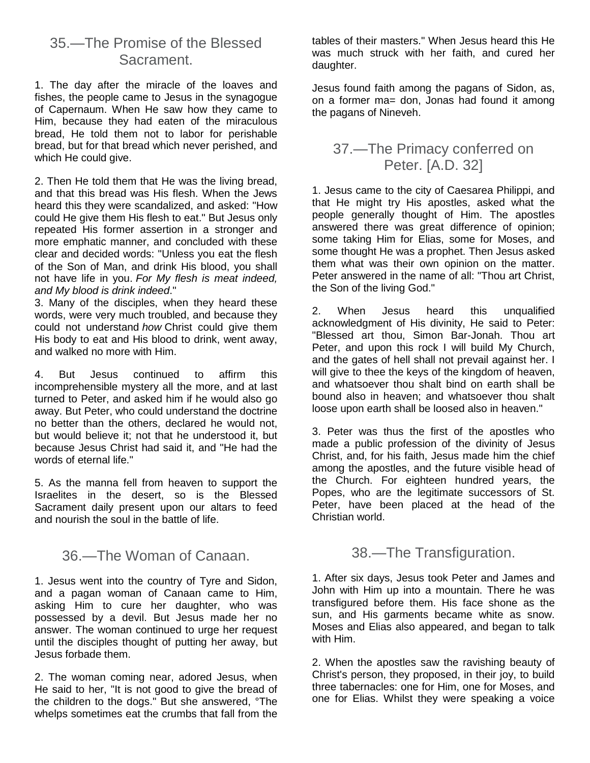## 35.—The Promise of the Blessed Sacrament.

1. The day after the miracle of the loaves and fishes, the people came to Jesus in the synagogue of Capernaum. When He saw how they came to Him, because they had eaten of the miraculous bread, He told them not to labor for perishable bread, but for that bread which never perished, and which He could give.

2. Then He told them that He was the living bread, and that this bread was His flesh. When the Jews heard this they were scandalized, and asked: "How could He give them His flesh to eat." But Jesus only repeated His former assertion in a stronger and more emphatic manner, and concluded with these clear and decided words: "Unless you eat the flesh of the Son of Man, and drink His blood, you shall not have life in you. *For My flesh is meat indeed, and My blood is drink indeed*."

3. Many of the disciples, when they heard these words, were very much troubled, and because they could not understand *how* Christ could give them His body to eat and His blood to drink, went away, and walked no more with Him.

4. But Jesus continued to affirm this incomprehensible mystery all the more, and at last turned to Peter, and asked him if he would also go away. But Peter, who could understand the doctrine no better than the others, declared he would not, but would believe it; not that he understood it, but because Jesus Christ had said it, and "He had the words of eternal life."

5. As the manna fell from heaven to support the Israelites in the desert, so is the Blessed Sacrament daily present upon our altars to feed and nourish the soul in the battle of life.

## 36.—The Woman of Canaan.

1. Jesus went into the country of Tyre and Sidon, and a pagan woman of Canaan came to Him, asking Him to cure her daughter, who was possessed by a devil. But Jesus made her no answer. The woman continued to urge her request until the disciples thought of putting her away, but Jesus forbade them.

2. The woman coming near, adored Jesus, when He said to her, "It is not good to give the bread of the children to the dogs." But she answered, °The whelps sometimes eat the crumbs that fall from the tables of their masters." When Jesus heard this He was much struck with her faith, and cured her daughter.

Jesus found faith among the pagans of Sidon, as, on a former ma= don, Jonas had found it among the pagans of Nineveh.

## 37.—The Primacy conferred on Peter. [A.D. 32]

1. Jesus came to the city of Caesarea Philippi, and that He might try His apostles, asked what the people generally thought of Him. The apostles answered there was great difference of opinion; some taking Him for Elias, some for Moses, and some thought He was a prophet. Then Jesus asked them what was their own opinion on the matter. Peter answered in the name of all: "Thou art Christ, the Son of the living God."

2. When Jesus heard this unqualified acknowledgment of His divinity, He said to Peter: "Blessed art thou, Simon Bar-Jonah. Thou art Peter, and upon this rock I will build My Church, and the gates of hell shall not prevail against her. I will give to thee the keys of the kingdom of heaven, and whatsoever thou shalt bind on earth shall be bound also in heaven; and whatsoever thou shalt loose upon earth shall be loosed also in heaven."

3. Peter was thus the first of the apostles who made a public profession of the divinity of Jesus Christ, and, for his faith, Jesus made him the chief among the apostles, and the future visible head of the Church. For eighteen hundred years, the Popes, who are the legitimate successors of St. Peter, have been placed at the head of the Christian world.

## 38.—The Transfiguration.

1. After six days, Jesus took Peter and James and John with Him up into a mountain. There he was transfigured before them. His face shone as the sun, and His garments became white as snow. Moses and Elias also appeared, and began to talk with Him.

2. When the apostles saw the ravishing beauty of Christ's person, they proposed, in their joy, to build three tabernacles: one for Him, one for Moses, and one for Elias. Whilst they were speaking a voice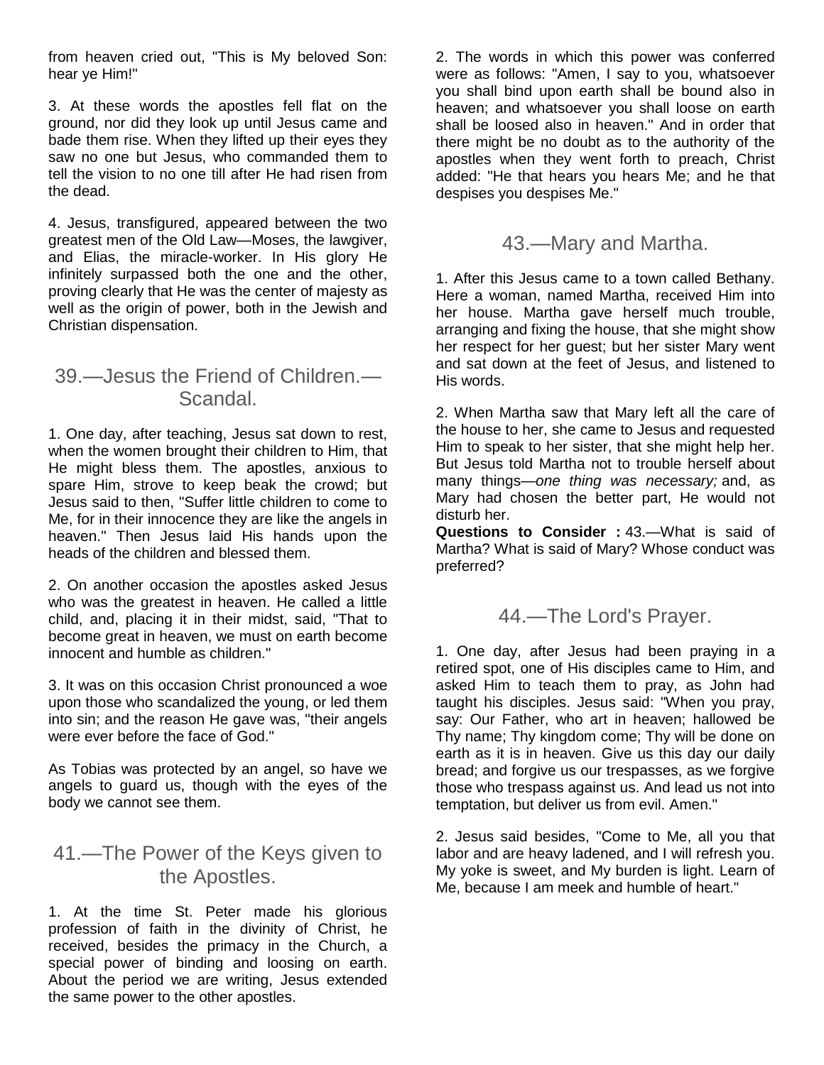from heaven cried out, "This is My beloved Son: hear ye Him!"

3. At these words the apostles fell flat on the ground, nor did they look up until Jesus came and bade them rise. When they lifted up their eyes they saw no one but Jesus, who commanded them to tell the vision to no one till after He had risen from the dead.

4. Jesus, transfigured, appeared between the two greatest men of the Old Law—Moses, the lawgiver, and Elias, the miracle-worker. In His glory He infinitely surpassed both the one and the other, proving clearly that He was the center of majesty as well as the origin of power, both in the Jewish and Christian dispensation.

## 39.—Jesus the Friend of Children.—Scandal.

1. One day, after teaching, Jesus sat down to rest, when the women brought their children to Him, that He might bless them. The apostles, anxious to spare Him, strove to keep beak the crowd; but Jesus said to then, "Suffer little children to come to Me, for in their innocence they are like the angels in heaven." Then Jesus laid His hands upon the heads of the children and blessed them.

2. On another occasion the apostles asked Jesus who was the greatest in heaven. He called a little child, and, placing it in their midst, said, "That to become great in heaven, we must on earth become innocent and humble as children."

3. It was on this occasion Christ pronounced a woe upon those who scandalized the young, or led them into sin; and the reason He gave was, "their angels were ever before the face of God."

As Tobias was protected by an angel, so have we angels to guard us, though with the eyes of the body we cannot see them.

## 41.—The Power of the Keys given to the Apostles.

1. At the time St. Peter made his glorious profession of faith in the divinity of Christ, he received, besides the primacy in the Church, a special power of binding and loosing on earth. About the period we are writing, Jesus extended the same power to the other apostles.

2. The words in which this power was conferred were as follows: "Amen, I say to you, whatsoever you shall bind upon earth shall be bound also in heaven; and whatsoever you shall loose on earth shall be loosed also in heaven." And in order that there might be no doubt as to the authority of the apostles when they went forth to preach, Christ added: "He that hears you hears Me; and he that despises you despises Me."

## 43.—Mary and Martha.

1. After this Jesus came to a town called Bethany. Here a woman, named Martha, received Him into her house. Martha gave herself much trouble, arranging and fixing the house, that she might show her respect for her guest; but her sister Mary went and sat down at the feet of Jesus, and listened to His words.

2. When Martha saw that Mary left all the care of the house to her, she came to Jesus and requested Him to speak to her sister, that she might help her. But Jesus told Martha not to trouble herself about many things—*one thing was necessary;* and, as Mary had chosen the better part, He would not disturb her.

**Questions to Consider :** 43.—What is said of Martha? What is said of Mary? Whose conduct was preferred?

## 44.—The Lord's Prayer.

1. One day, after Jesus had been praying in a retired spot, one of His disciples came to Him, and asked Him to teach them to pray, as John had taught his disciples. Jesus said: "When you pray, say: Our Father, who art in heaven; hallowed be Thy name; Thy kingdom come; Thy will be done on earth as it is in heaven. Give us this day our daily bread; and forgive us our trespasses, as we forgive those who trespass against us. And lead us not into temptation, but deliver us from evil. Amen."

2. Jesus said besides, "Come to Me, all you that labor and are heavy ladened, and I will refresh you. My yoke is sweet, and My burden is light. Learn of Me, because I am meek and humble of heart."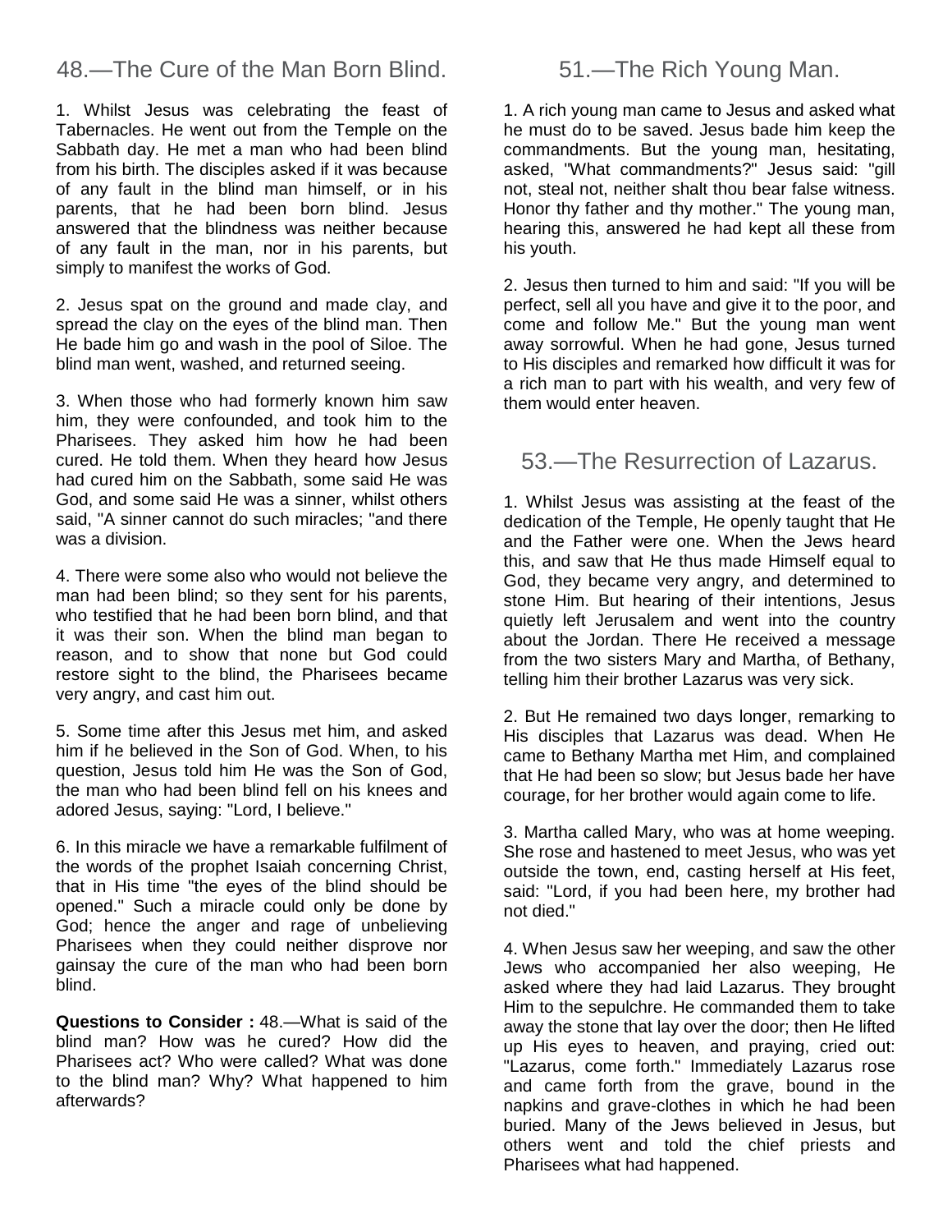## 48.—The Cure of the Man Born Blind.

1. Whilst Jesus was celebrating the feast of Tabernacles. He went out from the Temple on the Sabbath day. He met a man who had been blind from his birth. The disciples asked if it was because of any fault in the blind man himself, or in his parents, that he had been born blind. Jesus answered that the blindness was neither because of any fault in the man, nor in his parents, but simply to manifest the works of God.

2. Jesus spat on the ground and made clay, and spread the clay on the eyes of the blind man. Then He bade him go and wash in the pool of Siloe. The blind man went, washed, and returned seeing.

3. When those who had formerly known him saw him, they were confounded, and took him to the Pharisees. They asked him how he had been cured. He told them. When they heard how Jesus had cured him on the Sabbath, some said He was God, and some said He was a sinner, whilst others said, "A sinner cannot do such miracles; "and there was a division.

4. There were some also who would not believe the man had been blind; so they sent for his parents, who testified that he had been born blind, and that it was their son. When the blind man began to reason, and to show that none but God could restore sight to the blind, the Pharisees became very angry, and cast him out.

5. Some time after this Jesus met him, and asked him if he believed in the Son of God. When, to his question, Jesus told him He was the Son of God, the man who had been blind fell on his knees and adored Jesus, saying: "Lord, I believe."

6. In this miracle we have a remarkable fulfilment of the words of the prophet Isaiah concerning Christ, that in His time "the eyes of the blind should be opened." Such a miracle could only be done by God; hence the anger and rage of unbelieving Pharisees when they could neither disprove nor gainsay the cure of the man who had been born blind.

**Questions to Consider :** 48.—What is said of the blind man? How was he cured? How did the Pharisees act? Who were called? What was done to the blind man? Why? What happened to him afterwards?

## 51.—The Rich Young Man.

1. A rich young man came to Jesus and asked what he must do to be saved. Jesus bade him keep the commandments. But the young man, hesitating, asked, "What commandments?" Jesus said: "gill not, steal not, neither shalt thou bear false witness. Honor thy father and thy mother." The young man, hearing this, answered he had kept all these from his youth.

2. Jesus then turned to him and said: "If you will be perfect, sell all you have and give it to the poor, and come and follow Me." But the young man went away sorrowful. When he had gone, Jesus turned to His disciples and remarked how difficult it was for a rich man to part with his wealth, and very few of them would enter heaven.

## 53.—The Resurrection of Lazarus.

1. Whilst Jesus was assisting at the feast of the dedication of the Temple, He openly taught that He and the Father were one. When the Jews heard this, and saw that He thus made Himself equal to God, they became very angry, and determined to stone Him. But hearing of their intentions, Jesus quietly left Jerusalem and went into the country about the Jordan. There He received a message from the two sisters Mary and Martha, of Bethany, telling him their brother Lazarus was very sick.

2. But He remained two days longer, remarking to His disciples that Lazarus was dead. When He came to Bethany Martha met Him, and complained that He had been so slow; but Jesus bade her have courage, for her brother would again come to life.

3. Martha called Mary, who was at home weeping. She rose and hastened to meet Jesus, who was yet outside the town, end, casting herself at His feet, said: "Lord, if you had been here, my brother had not died."

4. When Jesus saw her weeping, and saw the other Jews who accompanied her also weeping, He asked where they had laid Lazarus. They brought Him to the sepulchre. He commanded them to take away the stone that lay over the door; then He lifted up His eyes to heaven, and praying, cried out: "Lazarus, come forth." Immediately Lazarus rose and came forth from the grave, bound in the napkins and grave-clothes in which he had been buried. Many of the Jews believed in Jesus, but others went and told the chief priests and Pharisees what had happened.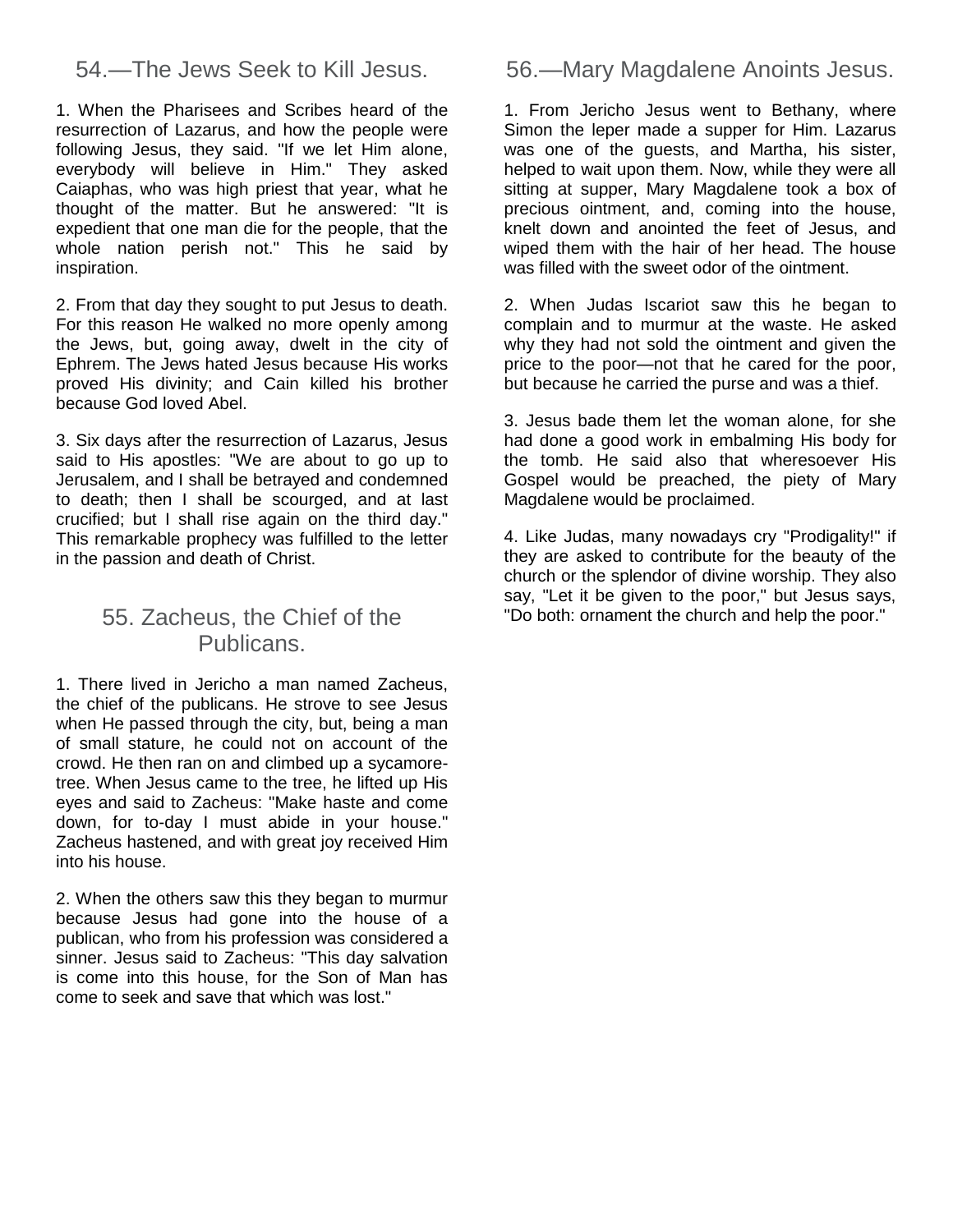## 54.—The Jews Seek to Kill Jesus.

1. When the Pharisees and Scribes heard of the resurrection of Lazarus, and how the people were following Jesus, they said. "If we let Him alone, everybody will believe in Him." They asked Caiaphas, who was high priest that year, what he thought of the matter. But he answered: "It is expedient that one man die for the people, that the whole nation perish not." This he said by inspiration.

2. From that day they sought to put Jesus to death. For this reason He walked no more openly among the Jews, but, going away, dwelt in the city of Ephrem. The Jews hated Jesus because His works proved His divinity; and Cain killed his brother because God loved Abel.

3. Six days after the resurrection of Lazarus, Jesus said to His apostles: "We are about to go up to Jerusalem, and I shall be betrayed and condemned to death; then I shall be scourged, and at last crucified; but I shall rise again on the third day." This remarkable prophecy was fulfilled to the letter in the passion and death of Christ.

## 55. Zacheus, the Chief of the Publicans.

1. There lived in Jericho a man named Zacheus, the chief of the publicans. He strove to see Jesus when He passed through the city, but, being a man of small stature, he could not on account of the crowd. He then ran on and climbed up a sycamore-tree. When Jesus came to the tree, he lifted up His eyes and said to Zacheus: "Make haste and come down, for to-day I must abide in your house." Zacheus hastened, and with great joy received Him into his house.

2. When the others saw this they began to murmur because Jesus had gone into the house of a publican, who from his profession was considered a sinner. Jesus said to Zacheus: "This day salvation is come into this house, for the Son of Man has come to seek and save that which was lost."

## 56.—Mary Magdalene Anoints Jesus.

1. From Jericho Jesus went to Bethany, where Simon the leper made a supper for Him. Lazarus was one of the guests, and Martha, his sister, helped to wait upon them. Now, while they were all sitting at supper, Mary Magdalene took a box of precious ointment, and, coming into the house, knelt down and anointed the feet of Jesus, and wiped them with the hair of her head. The house was filled with the sweet odor of the ointment.

2. When Judas Iscariot saw this he began to complain and to murmur at the waste. He asked why they had not sold the ointment and given the price to the poor—not that he cared for the poor, but because he carried the purse and was a thief.

3. Jesus bade them let the woman alone, for she had done a good work in embalming His body for the tomb. He said also that wheresoever His Gospel would be preached, the piety of Mary Magdalene would be proclaimed.

4. Like Judas, many nowadays cry "Prodigality!" if they are asked to contribute for the beauty of the church or the splendor of divine worship. They also say, "Let it be given to the poor," but Jesus says, "Do both: ornament the church and help the poor."